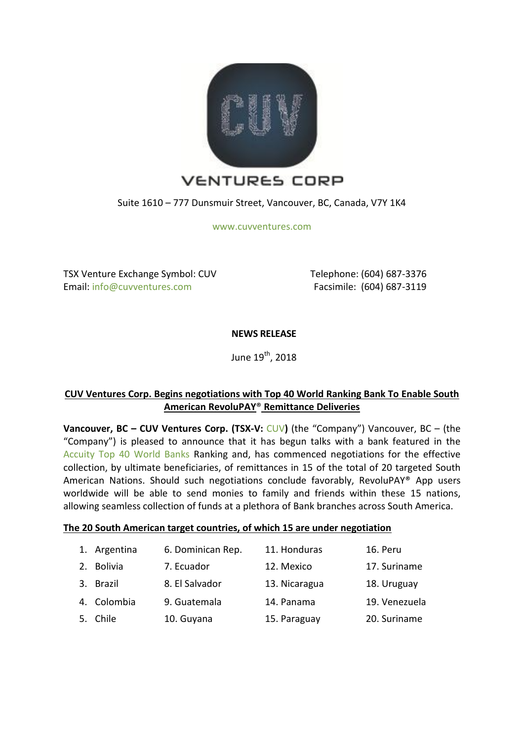# VENTURES CORP

Suite 1610 – 777 Dunsmuir Street, Vancouver, BC, Canada, V7Y 1K4

www.cuvventures.com

TSX Venture Exchange Symbol: CUV
Email: info@cuvventures.com

Telephone: (604) 687-3376
Facsimile: (604) 687-3119

**NEWS RELEASE**

June 19th, 2018

## CUV Ventures Corp. Begins negotiations with Top 40 World Ranking Bank To Enable South American RevoluPAY® Remittance Deliveries

**Vancouver, BC – CUV Ventures Corp. (TSX-V: CUV)** (the "Company") Vancouver, BC – (the "Company") is pleased to announce that it has begun talks with a bank featured in the Accuity Top 40 World Banks Ranking and, has commenced negotiations for the effective collection, by ultimate beneficiaries, of remittances in 15 of the total of 20 targeted South American Nations. Should such negotiations conclude favorably, RevoluPAY® App users worldwide will be able to send monies to family and friends within these 15 nations, allowing seamless collection of funds at a plethora of Bank branches across South America.

**The 20 South American target countries, of which 15 are under negotiation**

| | | | |
|---|---|---|---|
| 1. Argentina | 6. Dominican Rep. | 11. Honduras | 16. Peru |
| 2. Bolivia | 7. Ecuador | 12. Mexico | 17. Suriname |
| 3. Brazil | 8. El Salvador | 13. Nicaragua | 18. Uruguay |
| 4. Colombia | 9. Guatemala | 14. Panama | 19. Venezuela |
| 5. Chile | 10. Guyana | 15. Paraguay | 20. Suriname |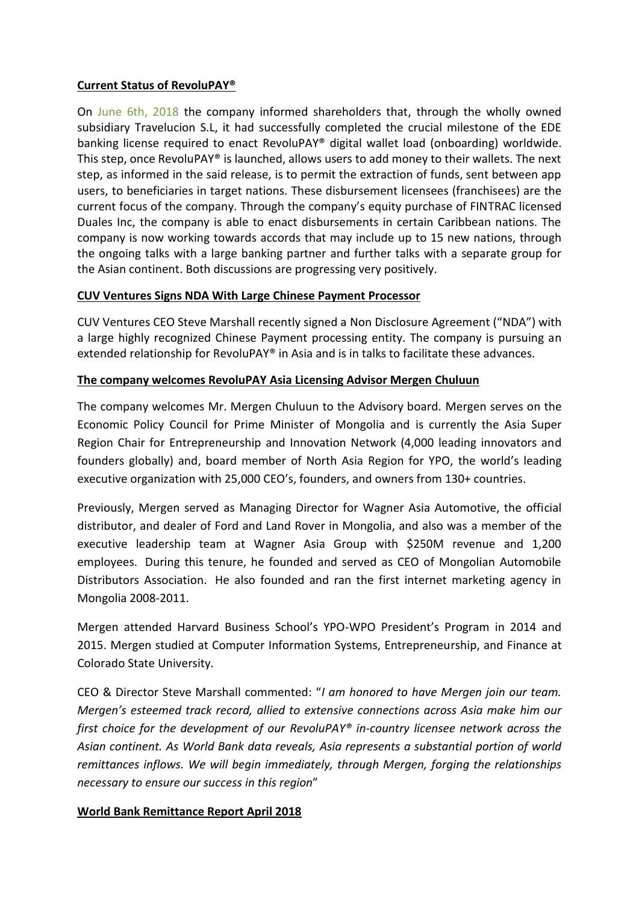**Current Status of RevoluPAY®**

On June 6th, 2018 the company informed shareholders that, through the wholly owned subsidiary Travelucion S.L, it had successfully completed the crucial milestone of the EDE banking license required to enact RevoluPAY® digital wallet load (onboarding) worldwide. This step, once RevoluPAY® is launched, allows users to add money to their wallets. The next step, as informed in the said release, is to permit the extraction of funds, sent between app users, to beneficiaries in target nations. These disbursement licensees (franchisees) are the current focus of the company. Through the company's equity purchase of FINTRAC licensed Duales Inc, the company is able to enact disbursements in certain Caribbean nations. The company is now working towards accords that may include up to 15 new nations, through the ongoing talks with a large banking partner and further talks with a separate group for the Asian continent. Both discussions are progressing very positively.

**CUV Ventures Signs NDA With Large Chinese Payment Processor**

CUV Ventures CEO Steve Marshall recently signed a Non Disclosure Agreement ("NDA") with a large highly recognized Chinese Payment processing entity. The company is pursuing an extended relationship for RevoluPAY® in Asia and is in talks to facilitate these advances.

**The company welcomes RevoluPAY Asia Licensing Advisor Mergen Chuluun**

The company welcomes Mr. Mergen Chuluun to the Advisory board. Mergen serves on the Economic Policy Council for Prime Minister of Mongolia and is currently the Asia Super Region Chair for Entrepreneurship and Innovation Network (4,000 leading innovators and founders globally) and, board member of North Asia Region for YPO, the world's leading executive organization with 25,000 CEO's, founders, and owners from 130+ countries.

Previously, Mergen served as Managing Director for Wagner Asia Automotive, the official distributor, and dealer of Ford and Land Rover in Mongolia, and also was a member of the executive leadership team at Wagner Asia Group with $250M revenue and 1,200 employees. During this tenure, he founded and served as CEO of Mongolian Automobile Distributors Association. He also founded and ran the first internet marketing agency in Mongolia 2008-2011.

Mergen attended Harvard Business School's YPO-WPO President's Program in 2014 and 2015. Mergen studied at Computer Information Systems, Entrepreneurship, and Finance at Colorado State University.

CEO & Director Steve Marshall commented: "*I am honored to have Mergen join our team. Mergen's esteemed track record, allied to extensive connections across Asia make him our first choice for the development of our RevoluPAY® in-country licensee network across the Asian continent. As World Bank data reveals, Asia represents a substantial portion of world remittances inflows. We will begin immediately, through Mergen, forging the relationships necessary to ensure our success in this region*"

**World Bank Remittance Report April 2018**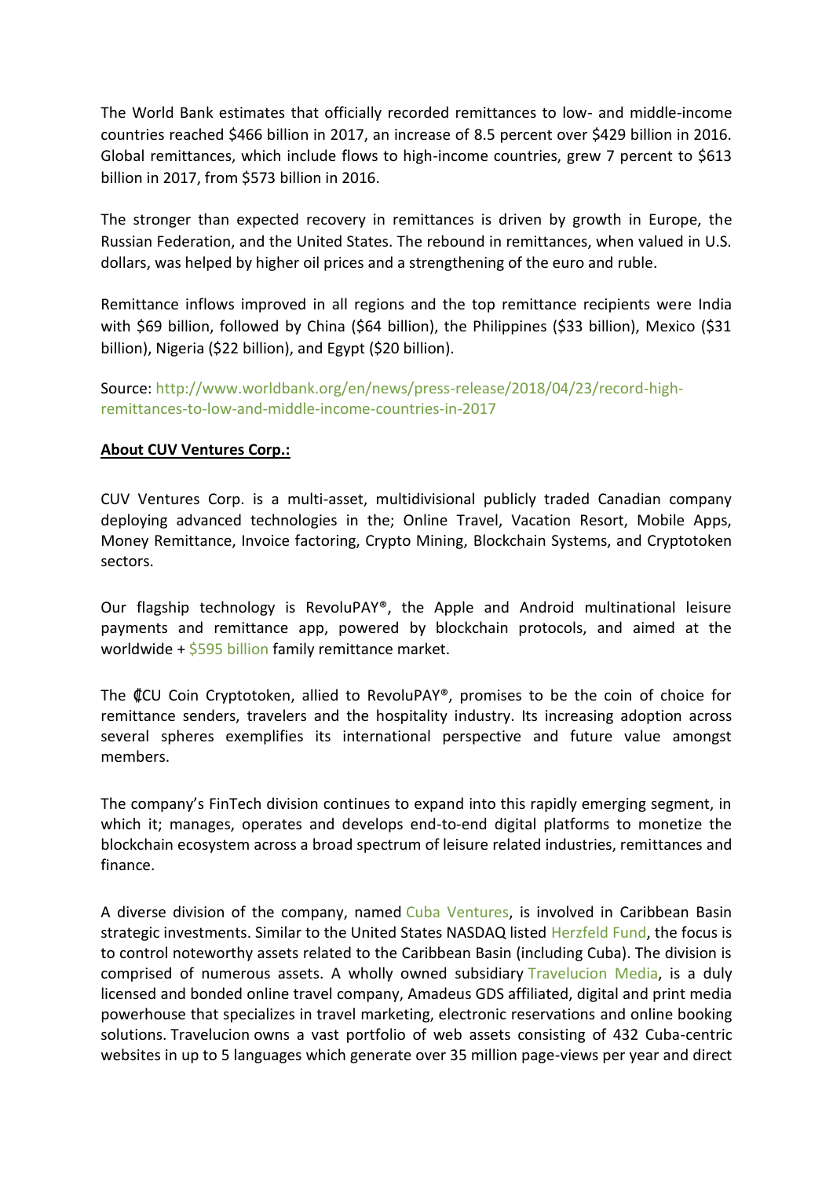The World Bank estimates that officially recorded remittances to low- and middle-income countries reached $466 billion in 2017, an increase of 8.5 percent over $429 billion in 2016. Global remittances, which include flows to high-income countries, grew 7 percent to $613 billion in 2017, from $573 billion in 2016.

The stronger than expected recovery in remittances is driven by growth in Europe, the Russian Federation, and the United States. The rebound in remittances, when valued in U.S. dollars, was helped by higher oil prices and a strengthening of the euro and ruble.

Remittance inflows improved in all regions and the top remittance recipients were India with $69 billion, followed by China ($64 billion), the Philippines ($33 billion), Mexico ($31 billion), Nigeria ($22 billion), and Egypt ($20 billion).

Source: http://www.worldbank.org/en/news/press-release/2018/04/23/record-high-remittances-to-low-and-middle-income-countries-in-2017

**About CUV Ventures Corp.:**

CUV Ventures Corp. is a multi-asset, multidivisional publicly traded Canadian company deploying advanced technologies in the; Online Travel, Vacation Resort, Mobile Apps, Money Remittance, Invoice factoring, Crypto Mining, Blockchain Systems, and Cryptotoken sectors.

Our flagship technology is RevoluPAY®, the Apple and Android multinational leisure payments and remittance app, powered by blockchain protocols, and aimed at the worldwide + $595 billion family remittance market.

The ₵CU Coin Cryptotoken, allied to RevoluPAY®, promises to be the coin of choice for remittance senders, travelers and the hospitality industry. Its increasing adoption across several spheres exemplifies its international perspective and future value amongst members.

The company's FinTech division continues to expand into this rapidly emerging segment, in which it; manages, operates and develops end-to-end digital platforms to monetize the blockchain ecosystem across a broad spectrum of leisure related industries, remittances and finance.

A diverse division of the company, named Cuba Ventures, is involved in Caribbean Basin strategic investments. Similar to the United States NASDAQ listed Herzfeld Fund, the focus is to control noteworthy assets related to the Caribbean Basin (including Cuba). The division is comprised of numerous assets. A wholly owned subsidiary Travelucion Media, is a duly licensed and bonded online travel company, Amadeus GDS affiliated, digital and print media powerhouse that specializes in travel marketing, electronic reservations and online booking solutions. Travelucion owns a vast portfolio of web assets consisting of 432 Cuba-centric websites in up to 5 languages which generate over 35 million page-views per year and direct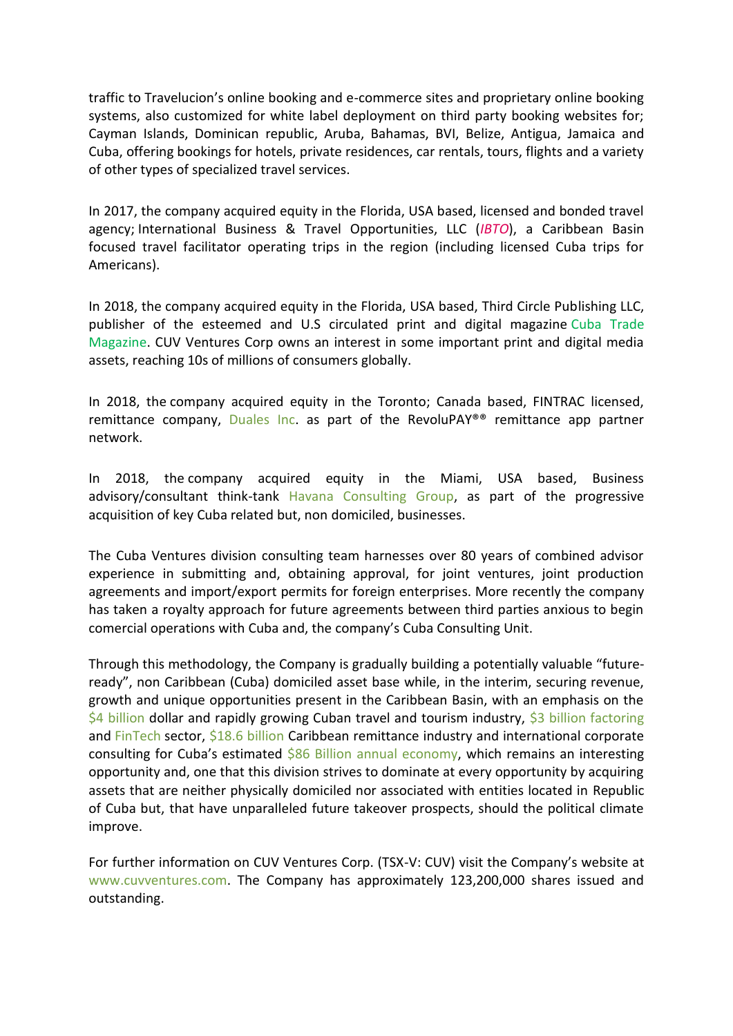traffic to Travelucion's online booking and e-commerce sites and proprietary online booking systems, also customized for white label deployment on third party booking websites for; Cayman Islands, Dominican republic, Aruba, Bahamas, BVI, Belize, Antigua, Jamaica and Cuba, offering bookings for hotels, private residences, car rentals, tours, flights and a variety of other types of specialized travel services.

In 2017, the company acquired equity in the Florida, USA based, licensed and bonded travel agency; International Business & Travel Opportunities, LLC (*IBTO*), a Caribbean Basin focused travel facilitator operating trips in the region (including licensed Cuba trips for Americans).

In 2018, the company acquired equity in the Florida, USA based, Third Circle Publishing LLC, publisher of the esteemed and U.S circulated print and digital magazine Cuba Trade Magazine. CUV Ventures Corp owns an interest in some important print and digital media assets, reaching 10s of millions of consumers globally.

In 2018, the company acquired equity in the Toronto; Canada based, FINTRAC licensed, remittance company, Duales Inc. as part of the RevoluPAY®® remittance app partner network.

In 2018, the company acquired equity in the Miami, USA based, Business advisory/consultant think-tank Havana Consulting Group, as part of the progressive acquisition of key Cuba related but, non domiciled, businesses.

The Cuba Ventures division consulting team harnesses over 80 years of combined advisor experience in submitting and, obtaining approval, for joint ventures, joint production agreements and import/export permits for foreign enterprises. More recently the company has taken a royalty approach for future agreements between third parties anxious to begin comercial operations with Cuba and, the company's Cuba Consulting Unit.

Through this methodology, the Company is gradually building a potentially valuable "future-ready", non Caribbean (Cuba) domiciled asset base while, in the interim, securing revenue, growth and unique opportunities present in the Caribbean Basin, with an emphasis on the $4 billion dollar and rapidly growing Cuban travel and tourism industry, $3 billion factoring and FinTech sector, $18.6 billion Caribbean remittance industry and international corporate consulting for Cuba's estimated $86 Billion annual economy, which remains an interesting opportunity and, one that this division strives to dominate at every opportunity by acquiring assets that are neither physically domiciled nor associated with entities located in Republic of Cuba but, that have unparalleled future takeover prospects, should the political climate improve.

For further information on CUV Ventures Corp. (TSX-V: CUV) visit the Company's website at www.cuvventures.com. The Company has approximately 123,200,000 shares issued and outstanding.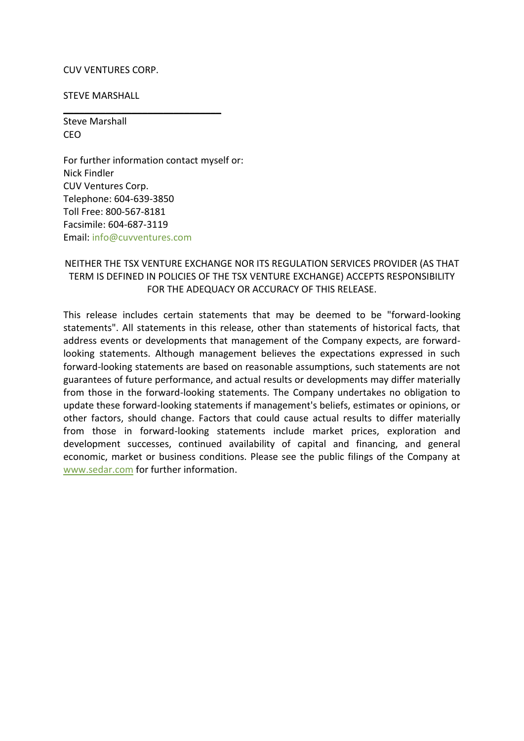CUV VENTURES CORP.

STEVE MARSHALL

---

Steve Marshall
CEO

For further information contact myself or:
Nick Findler
CUV Ventures Corp.
Telephone: 604-639-3850
Toll Free: 800-567-8181
Facsimile: 604-687-3119
Email: info@cuvventures.com

NEITHER THE TSX VENTURE EXCHANGE NOR ITS REGULATION SERVICES PROVIDER (AS THAT TERM IS DEFINED IN POLICIES OF THE TSX VENTURE EXCHANGE) ACCEPTS RESPONSIBILITY FOR THE ADEQUACY OR ACCURACY OF THIS RELEASE.

This release includes certain statements that may be deemed to be "forward-looking statements". All statements in this release, other than statements of historical facts, that address events or developments that management of the Company expects, are forward-looking statements. Although management believes the expectations expressed in such forward-looking statements are based on reasonable assumptions, such statements are not guarantees of future performance, and actual results or developments may differ materially from those in the forward-looking statements. The Company undertakes no obligation to update these forward-looking statements if management's beliefs, estimates or opinions, or other factors, should change. Factors that could cause actual results to differ materially from those in forward-looking statements include market prices, exploration and development successes, continued availability of capital and financing, and general economic, market or business conditions. Please see the public filings of the Company at www.sedar.com for further information.